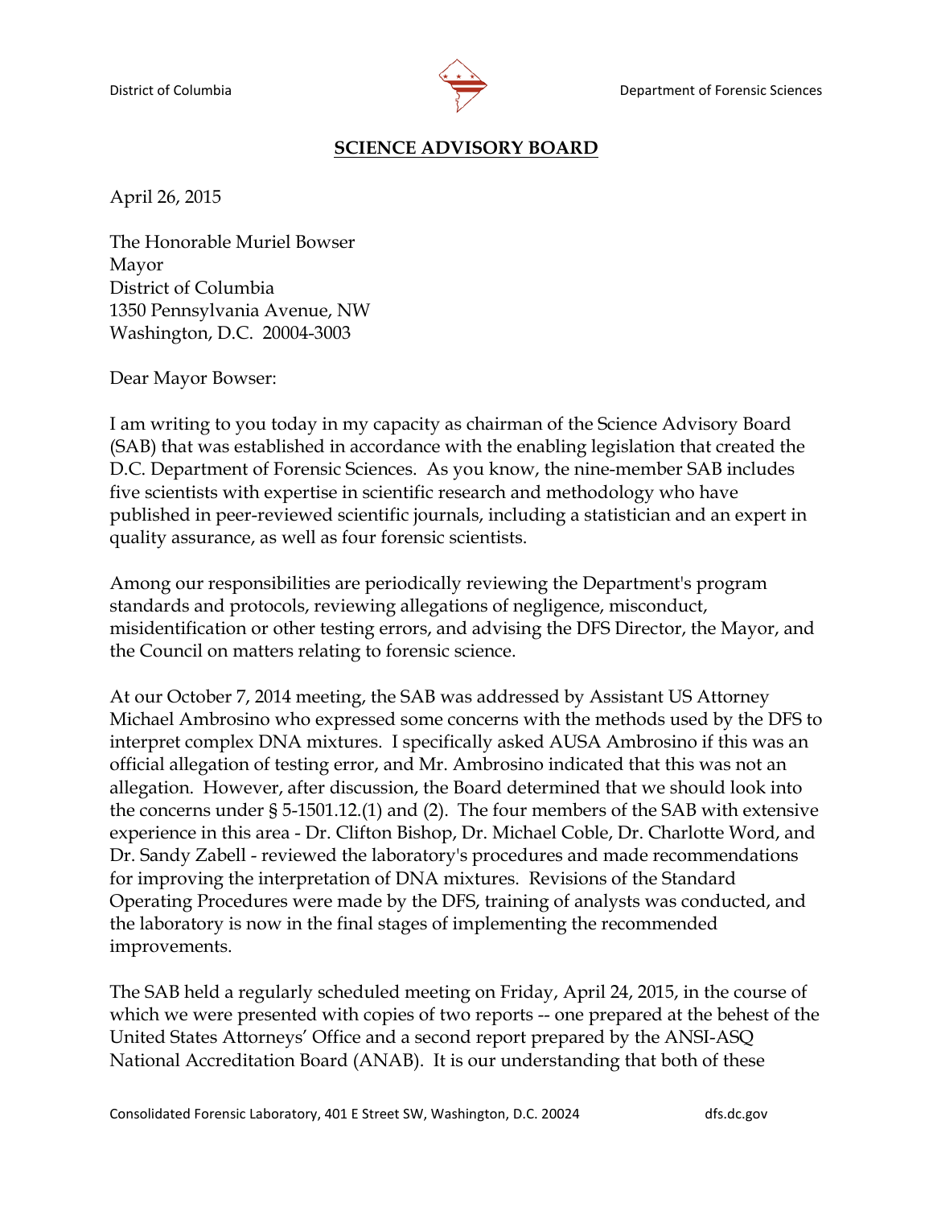District of Columbia Department of Forensic Sciences

## SCIENCE ADVISORY BOARD

April 26, 2015

The Honorable Muriel Bowser
Mayor
District of Columbia
1350 Pennsylvania Avenue, NW
Washington, D.C. 20004-3003

Dear Mayor Bowser:

I am writing to you today in my capacity as chairman of the Science Advisory Board (SAB) that was established in accordance with the enabling legislation that created the D.C. Department of Forensic Sciences. As you know, the nine-member SAB includes five scientists with expertise in scientific research and methodology who have published in peer-reviewed scientific journals, including a statistician and an expert in quality assurance, as well as four forensic scientists.

Among our responsibilities are periodically reviewing the Department's program standards and protocols, reviewing allegations of negligence, misconduct, misidentification or other testing errors, and advising the DFS Director, the Mayor, and the Council on matters relating to forensic science.

At our October 7, 2014 meeting, the SAB was addressed by Assistant US Attorney Michael Ambrosino who expressed some concerns with the methods used by the DFS to interpret complex DNA mixtures. I specifically asked AUSA Ambrosino if this was an official allegation of testing error, and Mr. Ambrosino indicated that this was not an allegation. However, after discussion, the Board determined that we should look into the concerns under § 5-1501.12.(1) and (2). The four members of the SAB with extensive experience in this area - Dr. Clifton Bishop, Dr. Michael Coble, Dr. Charlotte Word, and Dr. Sandy Zabell - reviewed the laboratory's procedures and made recommendations for improving the interpretation of DNA mixtures. Revisions of the Standard Operating Procedures were made by the DFS, training of analysts was conducted, and the laboratory is now in the final stages of implementing the recommended improvements.

The SAB held a regularly scheduled meeting on Friday, April 24, 2015, in the course of which we were presented with copies of two reports -- one prepared at the behest of the United States Attorneys' Office and a second report prepared by the ANSI-ASQ National Accreditation Board (ANAB). It is our understanding that both of these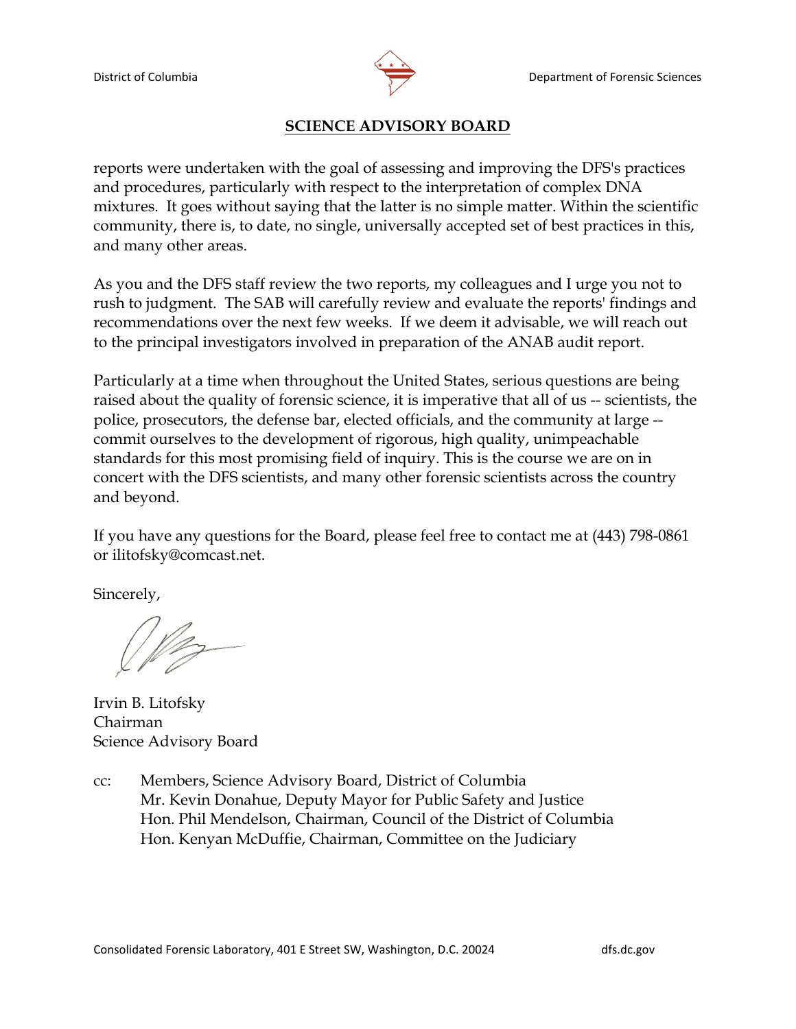## SCIENCE ADVISORY BOARD

reports were undertaken with the goal of assessing and improving the DFS's practices and procedures, particularly with respect to the interpretation of complex DNA mixtures. It goes without saying that the latter is no simple matter. Within the scientific community, there is, to date, no single, universally accepted set of best practices in this, and many other areas.

As you and the DFS staff review the two reports, my colleagues and I urge you not to rush to judgment. The SAB will carefully review and evaluate the reports' findings and recommendations over the next few weeks. If we deem it advisable, we will reach out to the principal investigators involved in preparation of the ANAB audit report.

Particularly at a time when throughout the United States, serious questions are being raised about the quality of forensic science, it is imperative that all of us -- scientists, the police, prosecutors, the defense bar, elected officials, and the community at large -- commit ourselves to the development of rigorous, high quality, unimpeachable standards for this most promising field of inquiry. This is the course we are on in concert with the DFS scientists, and many other forensic scientists across the country and beyond.

If you have any questions for the Board, please feel free to contact me at (443) 798-0861 or ilitofsky@comcast.net.

Sincerely,

Irvin B. Litofsky
Chairman
Science Advisory Board

cc: Members, Science Advisory Board, District of Columbia
Mr. Kevin Donahue, Deputy Mayor for Public Safety and Justice
Hon. Phil Mendelson, Chairman, Council of the District of Columbia
Hon. Kenyan McDuffie, Chairman, Committee on the Judiciary